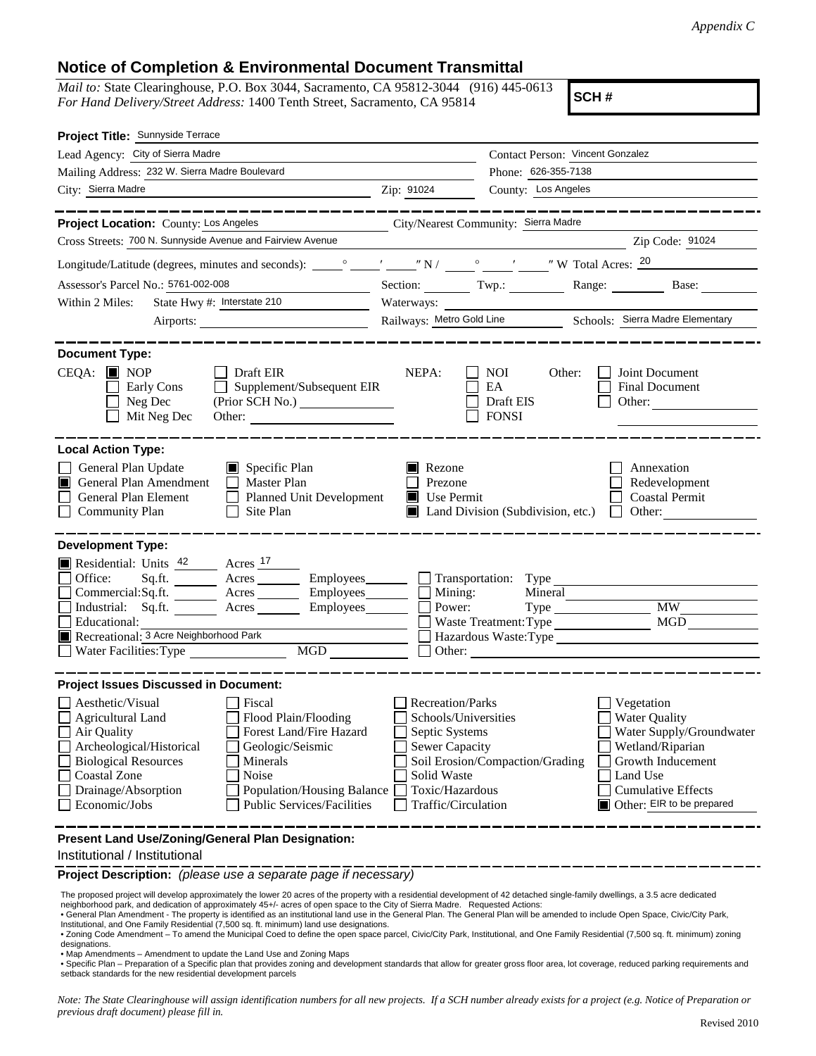*Appendix C*

## Notice of Completion & Environmental Document Transmittal

*Mail to:* State Clearinghouse, P.O. Box 3044, Sacramento, CA 95812-3044 (916) 445-0613
*For Hand Delivery/Street Address:* 1400 Tenth Street, Sacramento, CA 95814

**SCH #**

**Project Title:** Sunnyside Terrace

Lead Agency: City of Sierra Madre — Contact Person: Vincent Gonzalez

Mailing Address: 232 W. Sierra Madre Boulevard — Phone: 626-355-7138

City: Sierra Madre — Zip: 91024 — County: Los Angeles

---

**Project Location:** County: Los Angeles — City/Nearest Community: Sierra Madre

Cross Streets: 700 N. Sunnyside Avenue and Fairview Avenue — Zip Code: 91024

Longitude/Latitude (degrees, minutes and seconds): \_\_\_° \_\_\_′ \_\_\_″ N / \_\_\_° \_\_\_′ \_\_\_″ W Total Acres: 20

Assessor's Parcel No.: 5761-002-008 — Section: — Twp.: — Range: — Base:

Within 2 Miles: State Hwy #: Interstate 210 — Waterways:

Airports: — Railways: Metro Gold Line — Schools: Sierra Madre Elementary

---

**Document Type:**

CEQA:
- [x] NOP
- [ ] Early Cons
- [ ] Neg Dec
- [ ] Mit Neg Dec
- [ ] Draft EIR
- [ ] Supplement/Subsequent EIR (Prior SCH No.)
- Other:

NEPA:
- [ ] NOI
- [ ] EA
- [ ] Draft EIS
- [ ] FONSI

Other:
- [ ] Joint Document
- [ ] Final Document
- [ ] Other:

---

**Local Action Type:**

- [ ] General Plan Update
- [x] General Plan Amendment
- [ ] General Plan Element
- [ ] Community Plan
- [x] Specific Plan
- [ ] Master Plan
- [ ] Planned Unit Development
- [ ] Site Plan
- [x] Rezone
- [ ] Prezone
- [x] Use Permit
- [x] Land Division (Subdivision, etc.)
- [ ] Annexation
- [ ] Redevelopment
- [ ] Coastal Permit
- [ ] Other:

---

**Development Type:**

- [x] Residential: Units 42 Acres 17
- [ ] Office: Sq.ft. Acres Employees
- [ ] Commercial: Sq.ft. Acres Employees
- [ ] Industrial: Sq.ft. Acres Employees
- [ ] Educational:
- [x] Recreational: 3 Acre Neighborhood Park
- [ ] Water Facilities: Type MGD
- [ ] Transportation: Type
- [ ] Mining: Mineral
- [ ] Power: Type MW
- [ ] Waste Treatment: Type MGD
- [ ] Hazardous Waste: Type
- [ ] Other:

---

**Project Issues Discussed in Document:**

- [ ] Aesthetic/Visual
- [ ] Agricultural Land
- [ ] Air Quality
- [ ] Archeological/Historical
- [ ] Biological Resources
- [ ] Coastal Zone
- [ ] Drainage/Absorption
- [ ] Economic/Jobs
- [ ] Fiscal
- [ ] Flood Plain/Flooding
- [ ] Forest Land/Fire Hazard
- [ ] Geologic/Seismic
- [ ] Minerals
- [ ] Noise
- [ ] Population/Housing Balance
- [ ] Public Services/Facilities
- [ ] Recreation/Parks
- [ ] Schools/Universities
- [ ] Septic Systems
- [ ] Sewer Capacity
- [ ] Soil Erosion/Compaction/Grading
- [ ] Solid Waste
- [ ] Toxic/Hazardous
- [ ] Traffic/Circulation
- [ ] Vegetation
- [ ] Water Quality
- [ ] Water Supply/Groundwater
- [ ] Wetland/Riparian
- [ ] Growth Inducement
- [ ] Land Use
- [ ] Cumulative Effects
- [x] Other: EIR to be prepared

---

**Present Land Use/Zoning/General Plan Designation:**

Institutional / Institutional

**Project Description:** *(please use a separate page if necessary)*

The proposed project will develop approximately the lower 20 acres of the property with a residential development of 42 detached single-family dwellings, a 3.5 acre dedicated neighborhood park, and dedication of approximately 45+/- acres of open space to the City of Sierra Madre. Requested Actions:

- General Plan Amendment - The property is identified as an institutional land use in the General Plan. The General Plan will be amended to include Open Space, Civic/City Park, Institutional, and One Family Residential (7,500 sq. ft. minimum) land use designations.
- Zoning Code Amendment – To amend the Municipal Coed to define the open space parcel, Civic/City Park, Institutional, and One Family Residential (7,500 sq. ft. minimum) zoning designations.
- Map Amendments – Amendment to update the Land Use and Zoning Maps
- Specific Plan – Preparation of a Specific plan that provides zoning and development standards that allow for greater gross floor area, lot coverage, reduced parking requirements and setback standards for the new residential development parcels

*Note: The State Clearinghouse will assign identification numbers for all new projects. If a SCH number already exists for a project (e.g. Notice of Preparation or previous draft document) please fill in.*

Revised 2010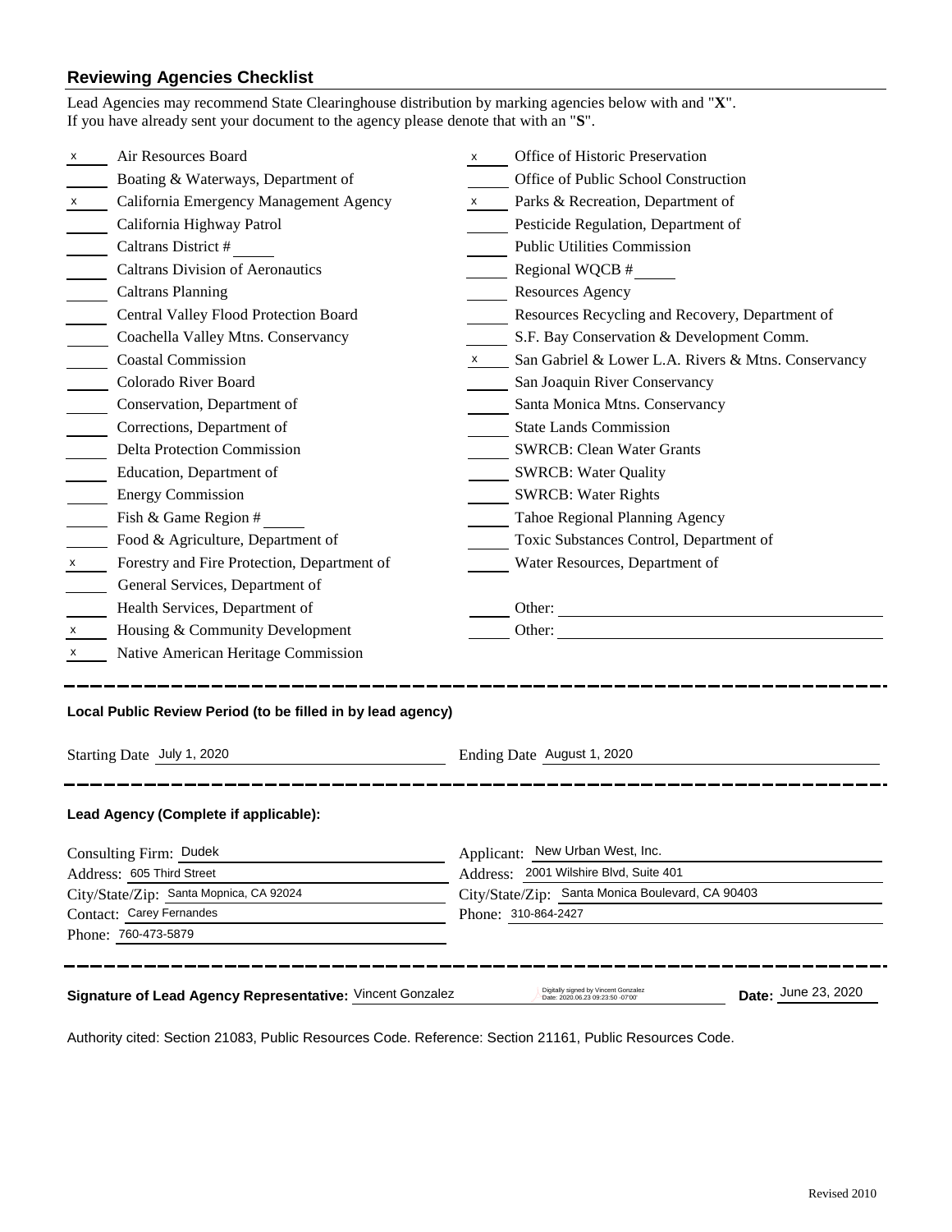## Reviewing Agencies Checklist

Lead Agencies may recommend State Clearinghouse distribution by marking agencies below with and "**X**".
If you have already sent your document to the agency please denote that with an "**S**".

| | | | |
|---|---|---|---|
| x | Air Resources Board | x | Office of Historic Preservation |
| | Boating & Waterways, Department of | | Office of Public School Construction |
| x | California Emergency Management Agency | x | Parks & Recreation, Department of |
| | California Highway Patrol | | Pesticide Regulation, Department of |
| | Caltrans District # | | Public Utilities Commission |
| | Caltrans Division of Aeronautics | | Regional WQCB # |
| | Caltrans Planning | | Resources Agency |
| | Central Valley Flood Protection Board | | Resources Recycling and Recovery, Department of |
| | Coachella Valley Mtns. Conservancy | | S.F. Bay Conservation & Development Comm. |
| | Coastal Commission | x | San Gabriel & Lower L.A. Rivers & Mtns. Conservancy |
| | Colorado River Board | | San Joaquin River Conservancy |
| | Conservation, Department of | | Santa Monica Mtns. Conservancy |
| | Corrections, Department of | | State Lands Commission |
| | Delta Protection Commission | | SWRCB: Clean Water Grants |
| | Education, Department of | | SWRCB: Water Quality |
| | Energy Commission | | SWRCB: Water Rights |
| | Fish & Game Region # | | Tahoe Regional Planning Agency |
| | Food & Agriculture, Department of | | Toxic Substances Control, Department of |
| x | Forestry and Fire Protection, Department of | | Water Resources, Department of |
| | General Services, Department of | | |
| | Health Services, Department of | | Other: |
| x | Housing & Community Development | | Other: |
| x | Native American Heritage Commission | | |

---

**Local Public Review Period (to be filled in by lead agency)**

Starting Date July 1, 2020

Ending Date August 1, 2020

---

**Lead Agency (Complete if applicable):**

Consulting Firm: Dudek
Address: 605 Third Street
City/State/Zip: Santa Mopnica, CA 92024
Contact: Carey Fernandes
Phone: 760-473-5879

Applicant: New Urban West, Inc.
Address: 2001 Wilshire Blvd, Suite 401
City/State/Zip: Santa Monica Boulevard, CA 90403
Phone: 310-864-2427

---

**Signature of Lead Agency Representative:** Vincent Gonzalez Digitally signed by Vincent Gonzalez Date: 2020.06.23 09:23:50 -07'00' **Date:** June 23, 2020

Authority cited: Section 21083, Public Resources Code. Reference: Section 21161, Public Resources Code.

Revised 2010